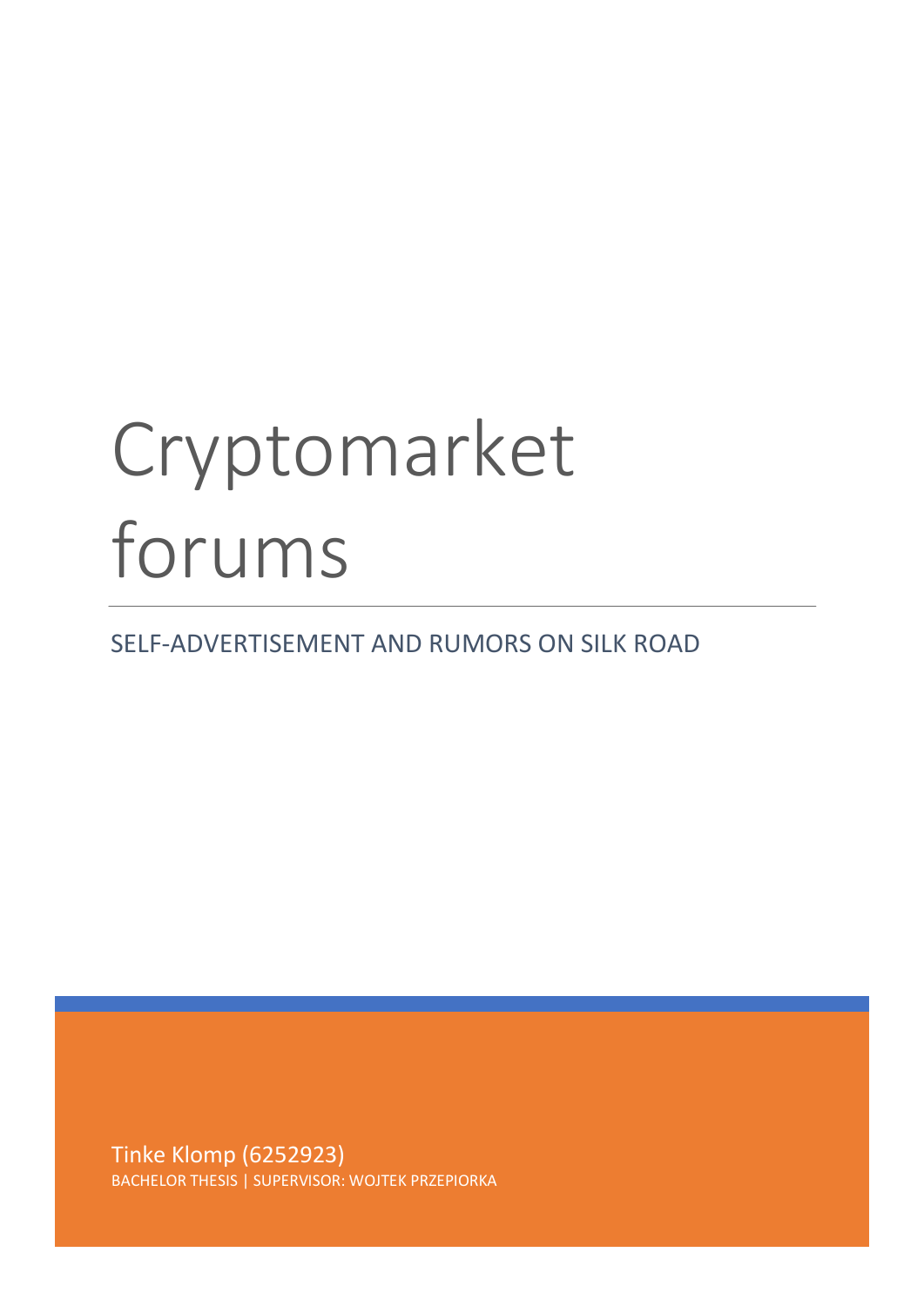# Cryptomarket forums

## SELF-ADVERTISEMENT AND RUMORS ON SILK ROAD

Tinke Klomp (6252923)

BACHELOR THESIS | SUPERVISOR: WOJTEK PRZEPIORKA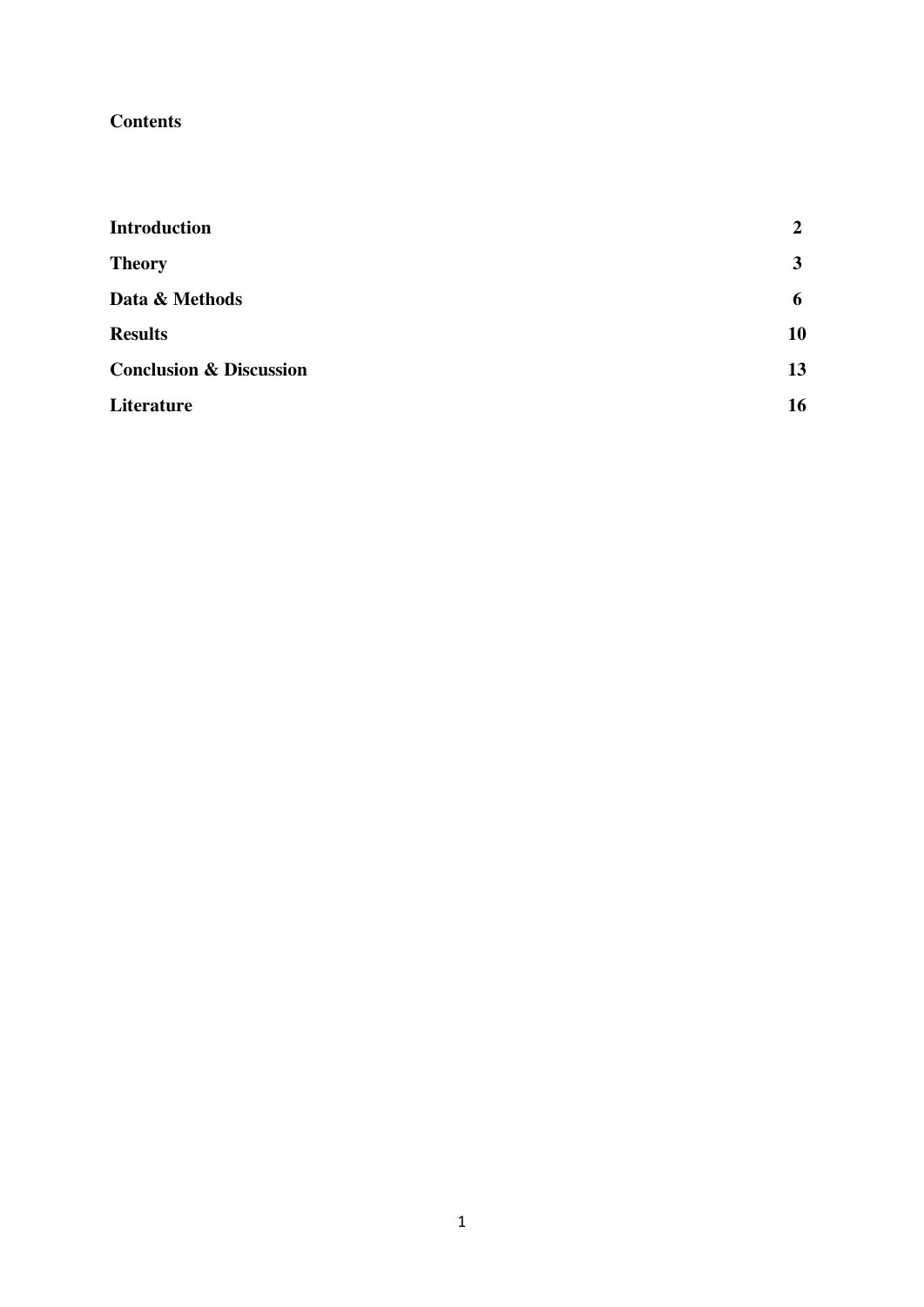**Contents**

| | |
|---|---|
| **Introduction** | **2** |
| **Theory** | **3** |
| **Data & Methods** | **6** |
| **Results** | **10** |
| **Conclusion & Discussion** | **13** |
| **Literature** | **16** |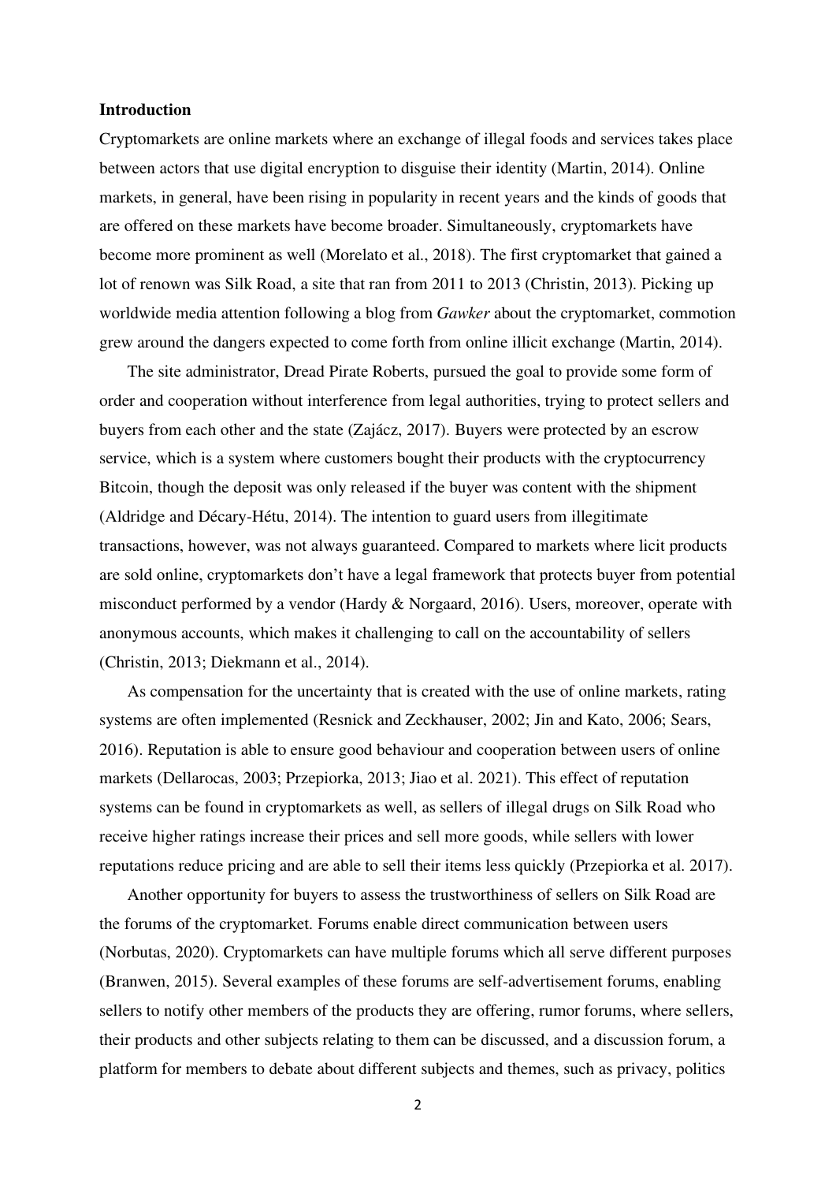## Introduction

Cryptomarkets are online markets where an exchange of illegal foods and services takes place between actors that use digital encryption to disguise their identity (Martin, 2014). Online markets, in general, have been rising in popularity in recent years and the kinds of goods that are offered on these markets have become broader. Simultaneously, cryptomarkets have become more prominent as well (Morelato et al., 2018). The first cryptomarket that gained a lot of renown was Silk Road, a site that ran from 2011 to 2013 (Christin, 2013). Picking up worldwide media attention following a blog from *Gawker* about the cryptomarket, commotion grew around the dangers expected to come forth from online illicit exchange (Martin, 2014).

The site administrator, Dread Pirate Roberts, pursued the goal to provide some form of order and cooperation without interference from legal authorities, trying to protect sellers and buyers from each other and the state (Zajácz, 2017). Buyers were protected by an escrow service, which is a system where customers bought their products with the cryptocurrency Bitcoin, though the deposit was only released if the buyer was content with the shipment (Aldridge and Décary-Hétu, 2014). The intention to guard users from illegitimate transactions, however, was not always guaranteed. Compared to markets where licit products are sold online, cryptomarkets don't have a legal framework that protects buyer from potential misconduct performed by a vendor (Hardy & Norgaard, 2016). Users, moreover, operate with anonymous accounts, which makes it challenging to call on the accountability of sellers (Christin, 2013; Diekmann et al., 2014).

As compensation for the uncertainty that is created with the use of online markets, rating systems are often implemented (Resnick and Zeckhauser, 2002; Jin and Kato, 2006; Sears, 2016). Reputation is able to ensure good behaviour and cooperation between users of online markets (Dellarocas, 2003; Przepiorka, 2013; Jiao et al. 2021). This effect of reputation systems can be found in cryptomarkets as well, as sellers of illegal drugs on Silk Road who receive higher ratings increase their prices and sell more goods, while sellers with lower reputations reduce pricing and are able to sell their items less quickly (Przepiorka et al. 2017).

Another opportunity for buyers to assess the trustworthiness of sellers on Silk Road are the forums of the cryptomarket. Forums enable direct communication between users (Norbutas, 2020). Cryptomarkets can have multiple forums which all serve different purposes (Branwen, 2015). Several examples of these forums are self-advertisement forums, enabling sellers to notify other members of the products they are offering, rumor forums, where sellers, their products and other subjects relating to them can be discussed, and a discussion forum, a platform for members to debate about different subjects and themes, such as privacy, politics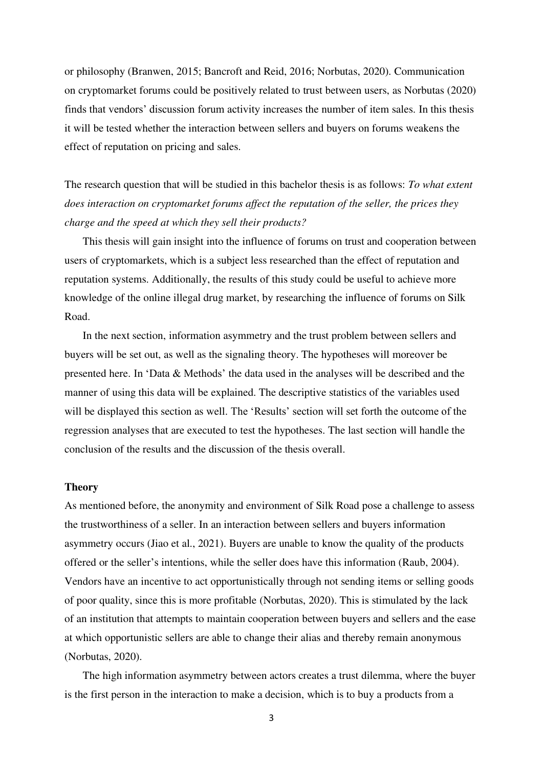or philosophy (Branwen, 2015; Bancroft and Reid, 2016; Norbutas, 2020). Communication on cryptomarket forums could be positively related to trust between users, as Norbutas (2020) finds that vendors' discussion forum activity increases the number of item sales. In this thesis it will be tested whether the interaction between sellers and buyers on forums weakens the effect of reputation on pricing and sales.

The research question that will be studied in this bachelor thesis is as follows: *To what extent does interaction on cryptomarket forums affect the reputation of the seller, the prices they charge and the speed at which they sell their products?*

This thesis will gain insight into the influence of forums on trust and cooperation between users of cryptomarkets, which is a subject less researched than the effect of reputation and reputation systems. Additionally, the results of this study could be useful to achieve more knowledge of the online illegal drug market, by researching the influence of forums on Silk Road.

In the next section, information asymmetry and the trust problem between sellers and buyers will be set out, as well as the signaling theory. The hypotheses will moreover be presented here. In 'Data & Methods' the data used in the analyses will be described and the manner of using this data will be explained. The descriptive statistics of the variables used will be displayed this section as well. The 'Results' section will set forth the outcome of the regression analyses that are executed to test the hypotheses. The last section will handle the conclusion of the results and the discussion of the thesis overall.

## Theory

As mentioned before, the anonymity and environment of Silk Road pose a challenge to assess the trustworthiness of a seller. In an interaction between sellers and buyers information asymmetry occurs (Jiao et al., 2021). Buyers are unable to know the quality of the products offered or the seller's intentions, while the seller does have this information (Raub, 2004). Vendors have an incentive to act opportunistically through not sending items or selling goods of poor quality, since this is more profitable (Norbutas, 2020). This is stimulated by the lack of an institution that attempts to maintain cooperation between buyers and sellers and the ease at which opportunistic sellers are able to change their alias and thereby remain anonymous (Norbutas, 2020).

The high information asymmetry between actors creates a trust dilemma, where the buyer is the first person in the interaction to make a decision, which is to buy a products from a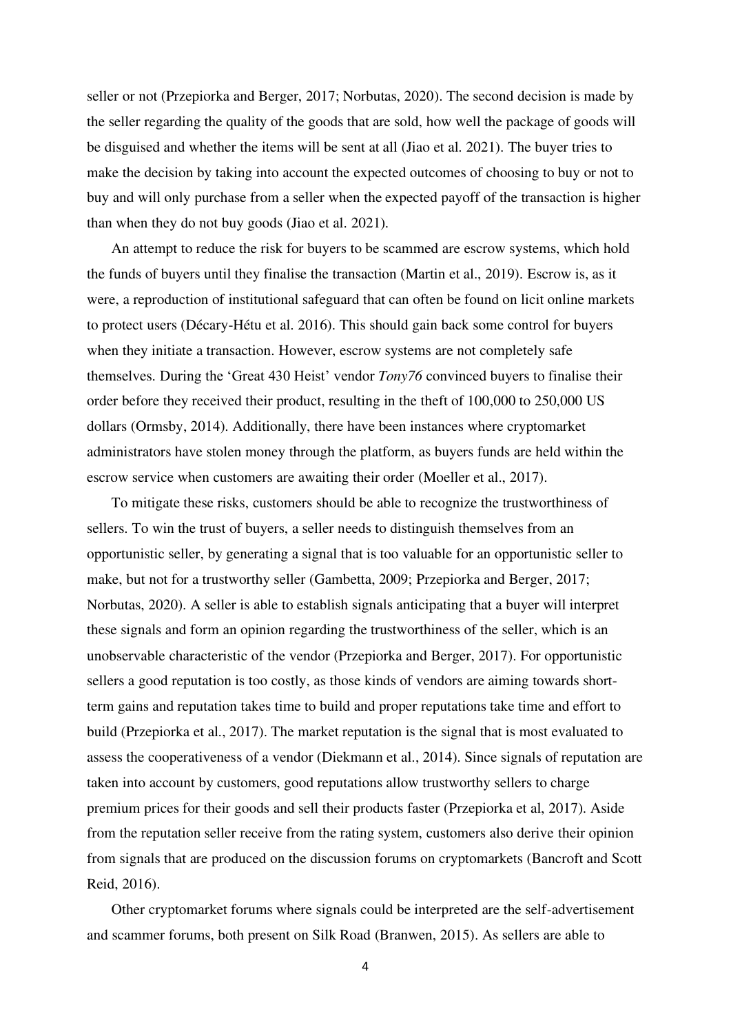seller or not (Przepiorka and Berger, 2017; Norbutas, 2020). The second decision is made by the seller regarding the quality of the goods that are sold, how well the package of goods will be disguised and whether the items will be sent at all (Jiao et al. 2021). The buyer tries to make the decision by taking into account the expected outcomes of choosing to buy or not to buy and will only purchase from a seller when the expected payoff of the transaction is higher than when they do not buy goods (Jiao et al. 2021).

An attempt to reduce the risk for buyers to be scammed are escrow systems, which hold the funds of buyers until they finalise the transaction (Martin et al., 2019). Escrow is, as it were, a reproduction of institutional safeguard that can often be found on licit online markets to protect users (Décary-Hétu et al. 2016). This should gain back some control for buyers when they initiate a transaction. However, escrow systems are not completely safe themselves. During the 'Great 430 Heist' vendor *Tony76* convinced buyers to finalise their order before they received their product, resulting in the theft of 100,000 to 250,000 US dollars (Ormsby, 2014). Additionally, there have been instances where cryptomarket administrators have stolen money through the platform, as buyers funds are held within the escrow service when customers are awaiting their order (Moeller et al., 2017).

To mitigate these risks, customers should be able to recognize the trustworthiness of sellers. To win the trust of buyers, a seller needs to distinguish themselves from an opportunistic seller, by generating a signal that is too valuable for an opportunistic seller to make, but not for a trustworthy seller (Gambetta, 2009; Przepiorka and Berger, 2017; Norbutas, 2020). A seller is able to establish signals anticipating that a buyer will interpret these signals and form an opinion regarding the trustworthiness of the seller, which is an unobservable characteristic of the vendor (Przepiorka and Berger, 2017). For opportunistic sellers a good reputation is too costly, as those kinds of vendors are aiming towards short-term gains and reputation takes time to build and proper reputations take time and effort to build (Przepiorka et al., 2017). The market reputation is the signal that is most evaluated to assess the cooperativeness of a vendor (Diekmann et al., 2014). Since signals of reputation are taken into account by customers, good reputations allow trustworthy sellers to charge premium prices for their goods and sell their products faster (Przepiorka et al, 2017). Aside from the reputation seller receive from the rating system, customers also derive their opinion from signals that are produced on the discussion forums on cryptomarkets (Bancroft and Scott Reid, 2016).

Other cryptomarket forums where signals could be interpreted are the self-advertisement and scammer forums, both present on Silk Road (Branwen, 2015). As sellers are able to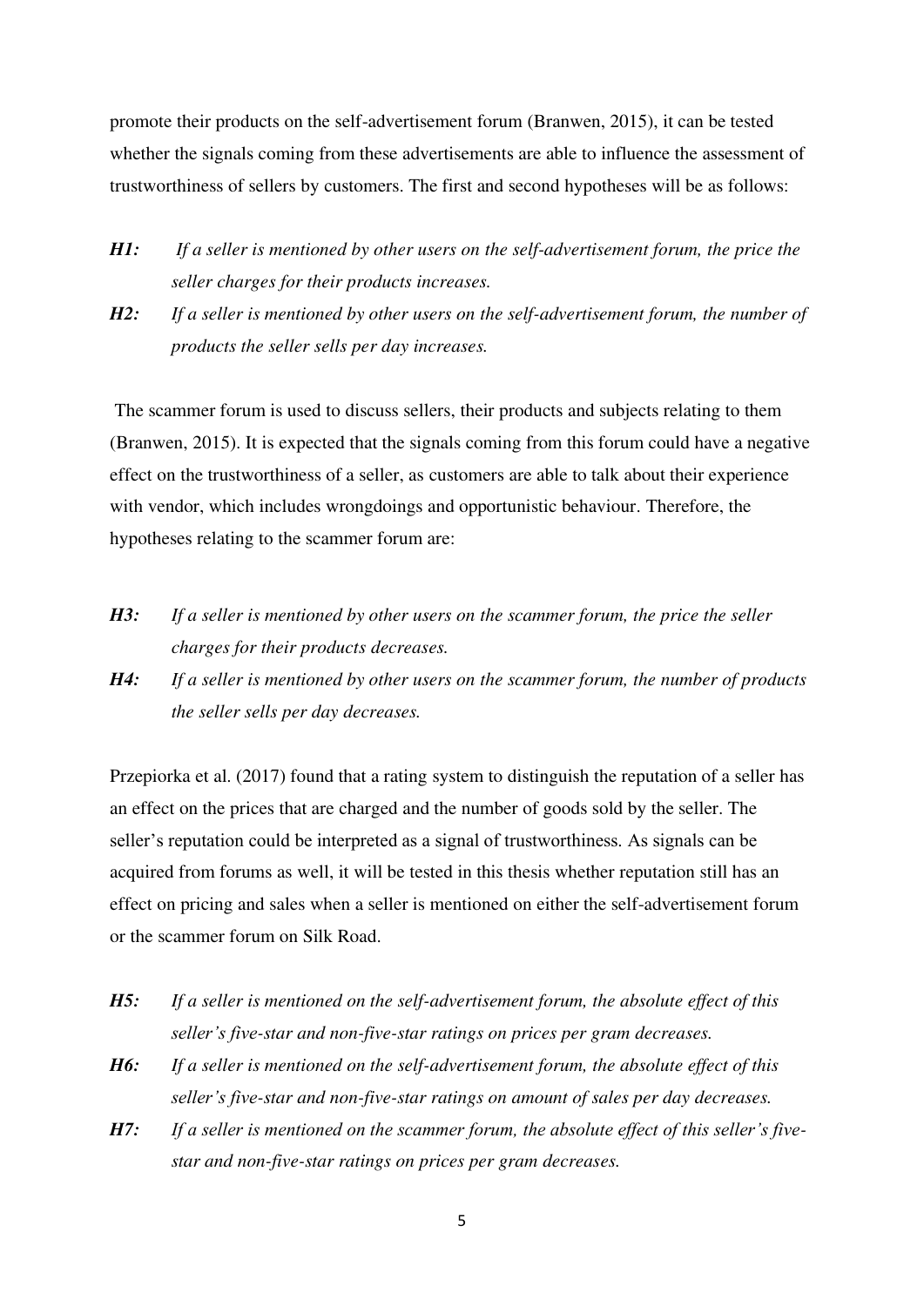promote their products on the self-advertisement forum (Branwen, 2015), it can be tested whether the signals coming from these advertisements are able to influence the assessment of trustworthiness of sellers by customers. The first and second hypotheses will be as follows:

***H1:*** *If a seller is mentioned by other users on the self-advertisement forum, the price the seller charges for their products increases.*

***H2:*** *If a seller is mentioned by other users on the self-advertisement forum, the number of products the seller sells per day increases.*

The scammer forum is used to discuss sellers, their products and subjects relating to them (Branwen, 2015). It is expected that the signals coming from this forum could have a negative effect on the trustworthiness of a seller, as customers are able to talk about their experience with vendor, which includes wrongdoings and opportunistic behaviour. Therefore, the hypotheses relating to the scammer forum are:

***H3:*** *If a seller is mentioned by other users on the scammer forum, the price the seller charges for their products decreases.*

***H4:*** *If a seller is mentioned by other users on the scammer forum, the number of products the seller sells per day decreases.*

Przepiorka et al. (2017) found that a rating system to distinguish the reputation of a seller has an effect on the prices that are charged and the number of goods sold by the seller. The seller's reputation could be interpreted as a signal of trustworthiness. As signals can be acquired from forums as well, it will be tested in this thesis whether reputation still has an effect on pricing and sales when a seller is mentioned on either the self-advertisement forum or the scammer forum on Silk Road.

***H5:*** *If a seller is mentioned on the self-advertisement forum, the absolute effect of this seller's five-star and non-five-star ratings on prices per gram decreases.*

***H6:*** *If a seller is mentioned on the self-advertisement forum, the absolute effect of this seller's five-star and non-five-star ratings on amount of sales per day decreases.*

***H7:*** *If a seller is mentioned on the scammer forum, the absolute effect of this seller's five-star and non-five-star ratings on prices per gram decreases.*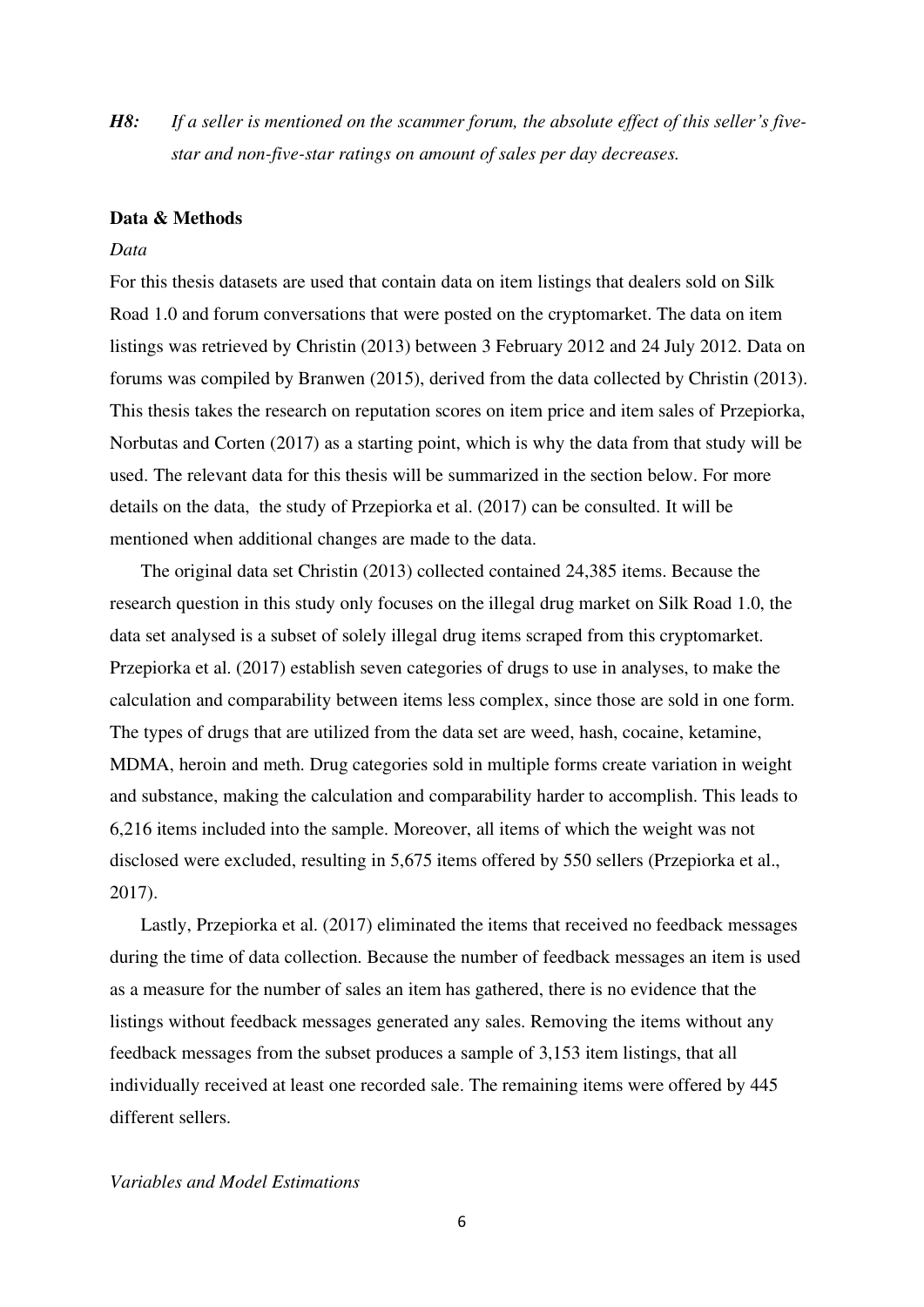***H8:*** *If a seller is mentioned on the scammer forum, the absolute effect of this seller's five-star and non-five-star ratings on amount of sales per day decreases.*

**Data & Methods**

*Data*

For this thesis datasets are used that contain data on item listings that dealers sold on Silk Road 1.0 and forum conversations that were posted on the cryptomarket. The data on item listings was retrieved by Christin (2013) between 3 February 2012 and 24 July 2012. Data on forums was compiled by Branwen (2015), derived from the data collected by Christin (2013). This thesis takes the research on reputation scores on item price and item sales of Przepiorka, Norbutas and Corten (2017) as a starting point, which is why the data from that study will be used. The relevant data for this thesis will be summarized in the section below. For more details on the data, the study of Przepiorka et al. (2017) can be consulted. It will be mentioned when additional changes are made to the data.

The original data set Christin (2013) collected contained 24,385 items. Because the research question in this study only focuses on the illegal drug market on Silk Road 1.0, the data set analysed is a subset of solely illegal drug items scraped from this cryptomarket. Przepiorka et al. (2017) establish seven categories of drugs to use in analyses, to make the calculation and comparability between items less complex, since those are sold in one form. The types of drugs that are utilized from the data set are weed, hash, cocaine, ketamine, MDMA, heroin and meth. Drug categories sold in multiple forms create variation in weight and substance, making the calculation and comparability harder to accomplish. This leads to 6,216 items included into the sample. Moreover, all items of which the weight was not disclosed were excluded, resulting in 5,675 items offered by 550 sellers (Przepiorka et al., 2017).

Lastly, Przepiorka et al. (2017) eliminated the items that received no feedback messages during the time of data collection. Because the number of feedback messages an item is used as a measure for the number of sales an item has gathered, there is no evidence that the listings without feedback messages generated any sales. Removing the items without any feedback messages from the subset produces a sample of 3,153 item listings, that all individually received at least one recorded sale. The remaining items were offered by 445 different sellers.

*Variables and Model Estimations*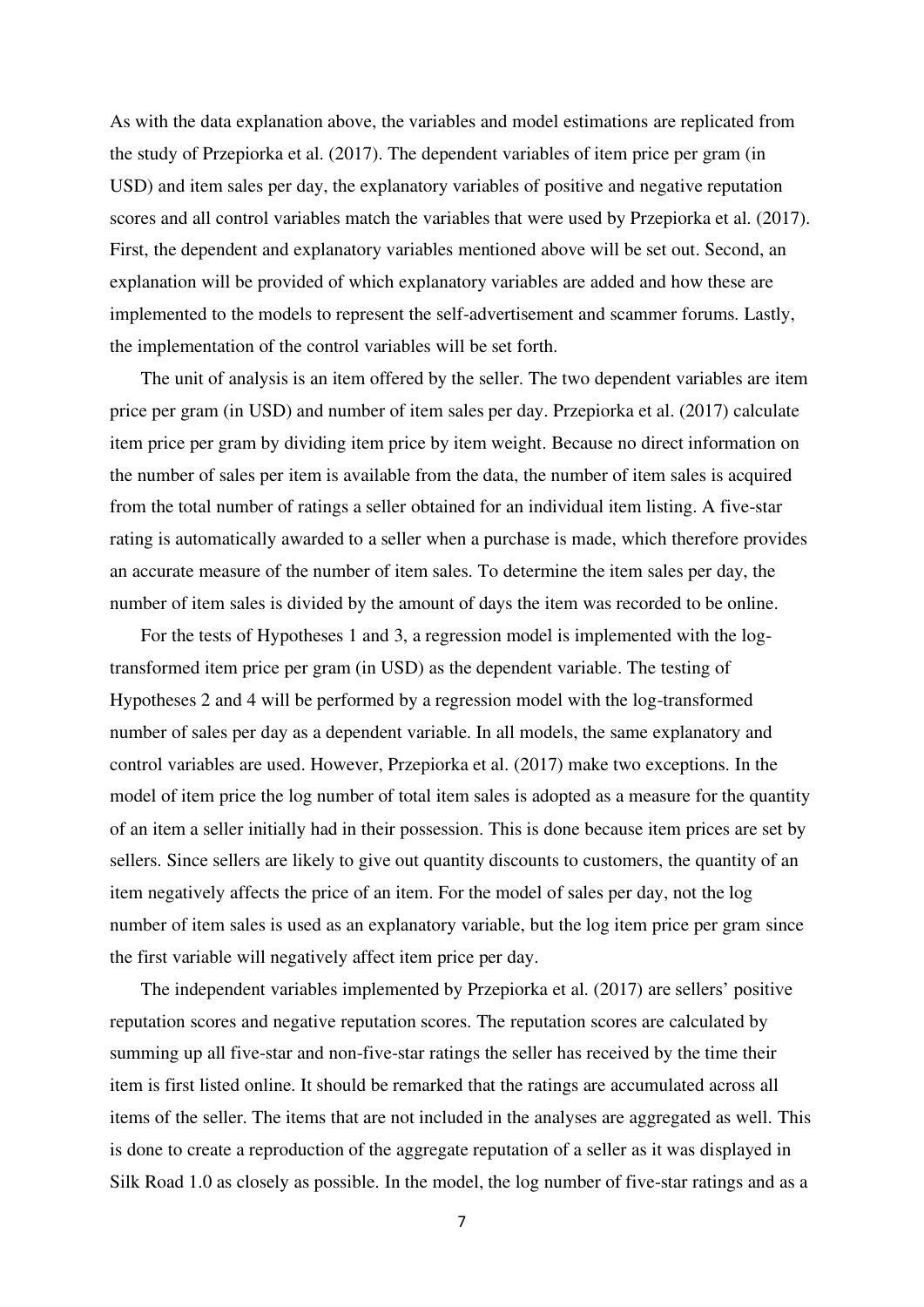As with the data explanation above, the variables and model estimations are replicated from the study of Przepiorka et al. (2017). The dependent variables of item price per gram (in USD) and item sales per day, the explanatory variables of positive and negative reputation scores and all control variables match the variables that were used by Przepiorka et al. (2017). First, the dependent and explanatory variables mentioned above will be set out. Second, an explanation will be provided of which explanatory variables are added and how these are implemented to the models to represent the self-advertisement and scammer forums. Lastly, the implementation of the control variables will be set forth.

The unit of analysis is an item offered by the seller. The two dependent variables are item price per gram (in USD) and number of item sales per day. Przepiorka et al. (2017) calculate item price per gram by dividing item price by item weight. Because no direct information on the number of sales per item is available from the data, the number of item sales is acquired from the total number of ratings a seller obtained for an individual item listing. A five-star rating is automatically awarded to a seller when a purchase is made, which therefore provides an accurate measure of the number of item sales. To determine the item sales per day, the number of item sales is divided by the amount of days the item was recorded to be online.

For the tests of Hypotheses 1 and 3, a regression model is implemented with the log-transformed item price per gram (in USD) as the dependent variable. The testing of Hypotheses 2 and 4 will be performed by a regression model with the log-transformed number of sales per day as a dependent variable. In all models, the same explanatory and control variables are used. However, Przepiorka et al. (2017) make two exceptions. In the model of item price the log number of total item sales is adopted as a measure for the quantity of an item a seller initially had in their possession. This is done because item prices are set by sellers. Since sellers are likely to give out quantity discounts to customers, the quantity of an item negatively affects the price of an item. For the model of sales per day, not the log number of item sales is used as an explanatory variable, but the log item price per gram since the first variable will negatively affect item price per day.

The independent variables implemented by Przepiorka et al. (2017) are sellers' positive reputation scores and negative reputation scores. The reputation scores are calculated by summing up all five-star and non-five-star ratings the seller has received by the time their item is first listed online. It should be remarked that the ratings are accumulated across all items of the seller. The items that are not included in the analyses are aggregated as well. This is done to create a reproduction of the aggregate reputation of a seller as it was displayed in Silk Road 1.0 as closely as possible. In the model, the log number of five-star ratings and as a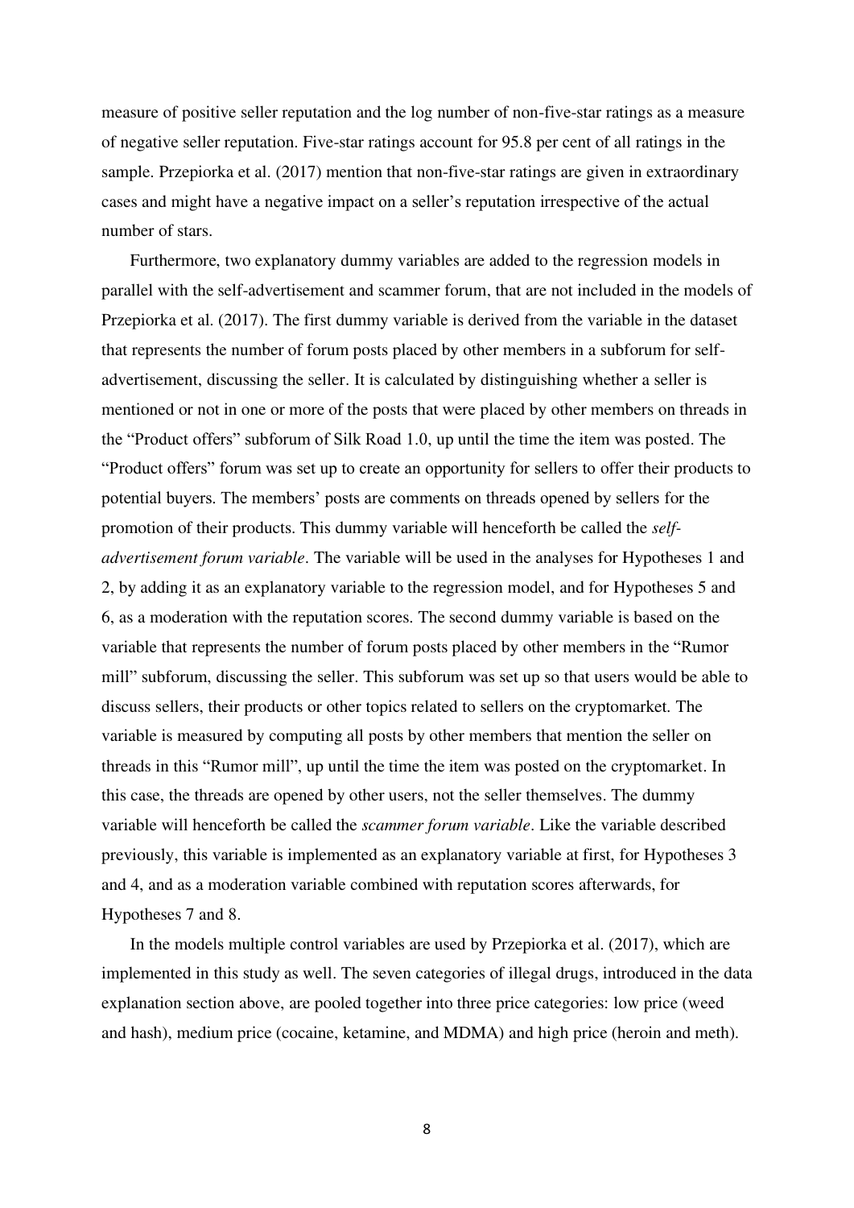measure of positive seller reputation and the log number of non-five-star ratings as a measure of negative seller reputation. Five-star ratings account for 95.8 per cent of all ratings in the sample. Przepiorka et al. (2017) mention that non-five-star ratings are given in extraordinary cases and might have a negative impact on a seller's reputation irrespective of the actual number of stars.

Furthermore, two explanatory dummy variables are added to the regression models in parallel with the self-advertisement and scammer forum, that are not included in the models of Przepiorka et al. (2017). The first dummy variable is derived from the variable in the dataset that represents the number of forum posts placed by other members in a subforum for self-advertisement, discussing the seller. It is calculated by distinguishing whether a seller is mentioned or not in one or more of the posts that were placed by other members on threads in the "Product offers" subforum of Silk Road 1.0, up until the time the item was posted. The "Product offers" forum was set up to create an opportunity for sellers to offer their products to potential buyers. The members' posts are comments on threads opened by sellers for the promotion of their products. This dummy variable will henceforth be called the *self-advertisement forum variable*. The variable will be used in the analyses for Hypotheses 1 and 2, by adding it as an explanatory variable to the regression model, and for Hypotheses 5 and 6, as a moderation with the reputation scores. The second dummy variable is based on the variable that represents the number of forum posts placed by other members in the "Rumor mill" subforum, discussing the seller. This subforum was set up so that users would be able to discuss sellers, their products or other topics related to sellers on the cryptomarket. The variable is measured by computing all posts by other members that mention the seller on threads in this "Rumor mill", up until the time the item was posted on the cryptomarket. In this case, the threads are opened by other users, not the seller themselves. The dummy variable will henceforth be called the *scammer forum variable*. Like the variable described previously, this variable is implemented as an explanatory variable at first, for Hypotheses 3 and 4, and as a moderation variable combined with reputation scores afterwards, for Hypotheses 7 and 8.

In the models multiple control variables are used by Przepiorka et al. (2017), which are implemented in this study as well. The seven categories of illegal drugs, introduced in the data explanation section above, are pooled together into three price categories: low price (weed and hash), medium price (cocaine, ketamine, and MDMA) and high price (heroin and meth).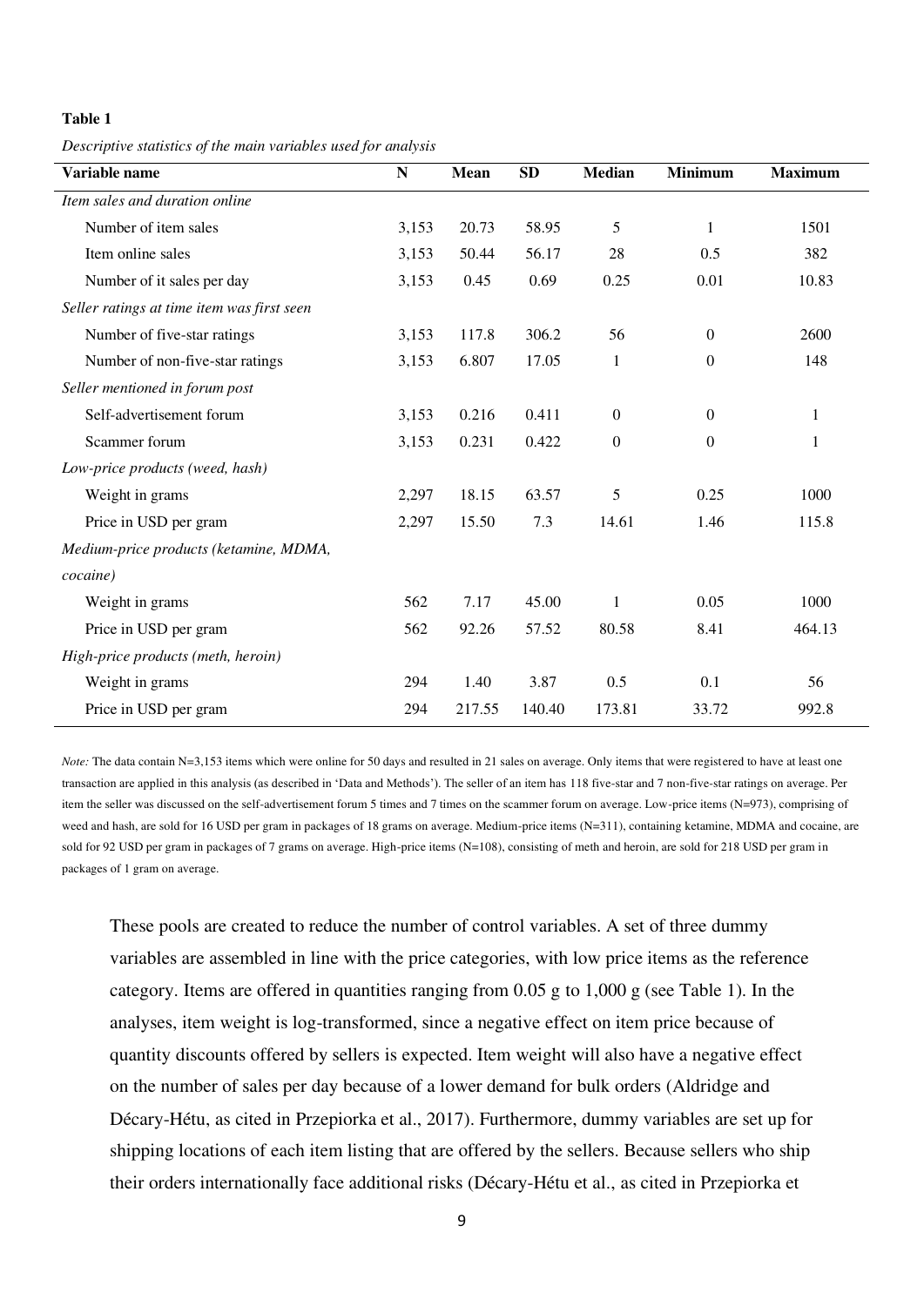**Table 1**

*Descriptive statistics of the main variables used for analysis*

| Variable name | N | Mean | SD | Median | Minimum | Maximum |
|---|---|---|---|---|---|---|
| *Item sales and duration online* | | | | | | |
| Number of item sales | 3,153 | 20.73 | 58.95 | 5 | 1 | 1501 |
| Item online sales | 3,153 | 50.44 | 56.17 | 28 | 0.5 | 382 |
| Number of it sales per day | 3,153 | 0.45 | 0.69 | 0.25 | 0.01 | 10.83 |
| *Seller ratings at time item was first seen* | | | | | | |
| Number of five-star ratings | 3,153 | 117.8 | 306.2 | 56 | 0 | 2600 |
| Number of non-five-star ratings | 3,153 | 6.807 | 17.05 | 1 | 0 | 148 |
| *Seller mentioned in forum post* | | | | | | |
| Self-advertisement forum | 3,153 | 0.216 | 0.411 | 0 | 0 | 1 |
| Scammer forum | 3,153 | 0.231 | 0.422 | 0 | 0 | 1 |
| *Low-price products (weed, hash)* | | | | | | |
| Weight in grams | 2,297 | 18.15 | 63.57 | 5 | 0.25 | 1000 |
| Price in USD per gram | 2,297 | 15.50 | 7.3 | 14.61 | 1.46 | 115.8 |
| *Medium-price products (ketamine, MDMA, cocaine)* | | | | | | |
| Weight in grams | 562 | 7.17 | 45.00 | 1 | 0.05 | 1000 |
| Price in USD per gram | 562 | 92.26 | 57.52 | 80.58 | 8.41 | 464.13 |
| *High-price products (meth, heroin)* | | | | | | |
| Weight in grams | 294 | 1.40 | 3.87 | 0.5 | 0.1 | 56 |
| Price in USD per gram | 294 | 217.55 | 140.40 | 173.81 | 33.72 | 992.8 |

*Note:* The data contain N=3,153 items which were online for 50 days and resulted in 21 sales on average. Only items that were registered to have at least one transaction are applied in this analysis (as described in 'Data and Methods'). The seller of an item has 118 five-star and 7 non-five-star ratings on average. Per item the seller was discussed on the self-advertisement forum 5 times and 7 times on the scammer forum on average. Low-price items (N=973), comprising of weed and hash, are sold for 16 USD per gram in packages of 18 grams on average. Medium-price items (N=311), containing ketamine, MDMA and cocaine, are sold for 92 USD per gram in packages of 7 grams on average. High-price items (N=108), consisting of meth and heroin, are sold for 218 USD per gram in packages of 1 gram on average.

These pools are created to reduce the number of control variables. A set of three dummy variables are assembled in line with the price categories, with low price items as the reference category. Items are offered in quantities ranging from 0.05 g to 1,000 g (see Table 1). In the analyses, item weight is log-transformed, since a negative effect on item price because of quantity discounts offered by sellers is expected. Item weight will also have a negative effect on the number of sales per day because of a lower demand for bulk orders (Aldridge and Décary-Hétu, as cited in Przepiorka et al., 2017). Furthermore, dummy variables are set up for shipping locations of each item listing that are offered by the sellers. Because sellers who ship their orders internationally face additional risks (Décary-Hétu et al., as cited in Przepiorka et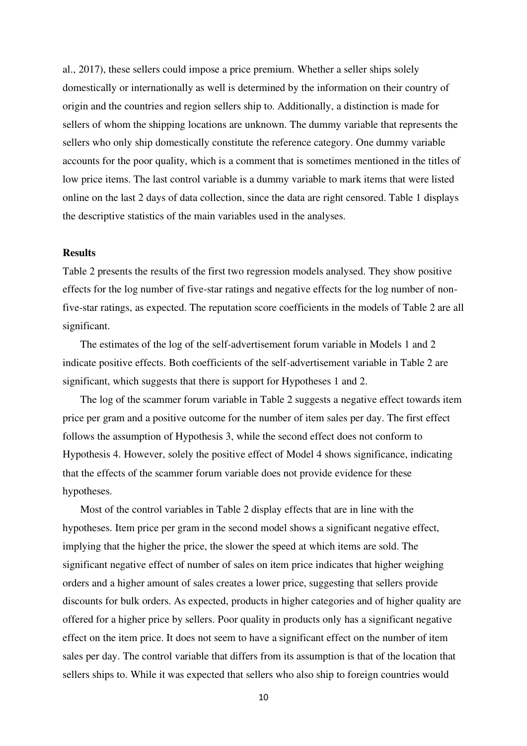al., 2017), these sellers could impose a price premium. Whether a seller ships solely domestically or internationally as well is determined by the information on their country of origin and the countries and region sellers ship to. Additionally, a distinction is made for sellers of whom the shipping locations are unknown. The dummy variable that represents the sellers who only ship domestically constitute the reference category. One dummy variable accounts for the poor quality, which is a comment that is sometimes mentioned in the titles of low price items. The last control variable is a dummy variable to mark items that were listed online on the last 2 days of data collection, since the data are right censored. Table 1 displays the descriptive statistics of the main variables used in the analyses.

**Results**

Table 2 presents the results of the first two regression models analysed. They show positive effects for the log number of five-star ratings and negative effects for the log number of non-five-star ratings, as expected. The reputation score coefficients in the models of Table 2 are all significant.

The estimates of the log of the self-advertisement forum variable in Models 1 and 2 indicate positive effects. Both coefficients of the self-advertisement variable in Table 2 are significant, which suggests that there is support for Hypotheses 1 and 2.

The log of the scammer forum variable in Table 2 suggests a negative effect towards item price per gram and a positive outcome for the number of item sales per day. The first effect follows the assumption of Hypothesis 3, while the second effect does not conform to Hypothesis 4. However, solely the positive effect of Model 4 shows significance, indicating that the effects of the scammer forum variable does not provide evidence for these hypotheses.

Most of the control variables in Table 2 display effects that are in line with the hypotheses. Item price per gram in the second model shows a significant negative effect, implying that the higher the price, the slower the speed at which items are sold. The significant negative effect of number of sales on item price indicates that higher weighing orders and a higher amount of sales creates a lower price, suggesting that sellers provide discounts for bulk orders. As expected, products in higher categories and of higher quality are offered for a higher price by sellers. Poor quality in products only has a significant negative effect on the item price. It does not seem to have a significant effect on the number of item sales per day. The control variable that differs from its assumption is that of the location that sellers ships to. While it was expected that sellers who also ship to foreign countries would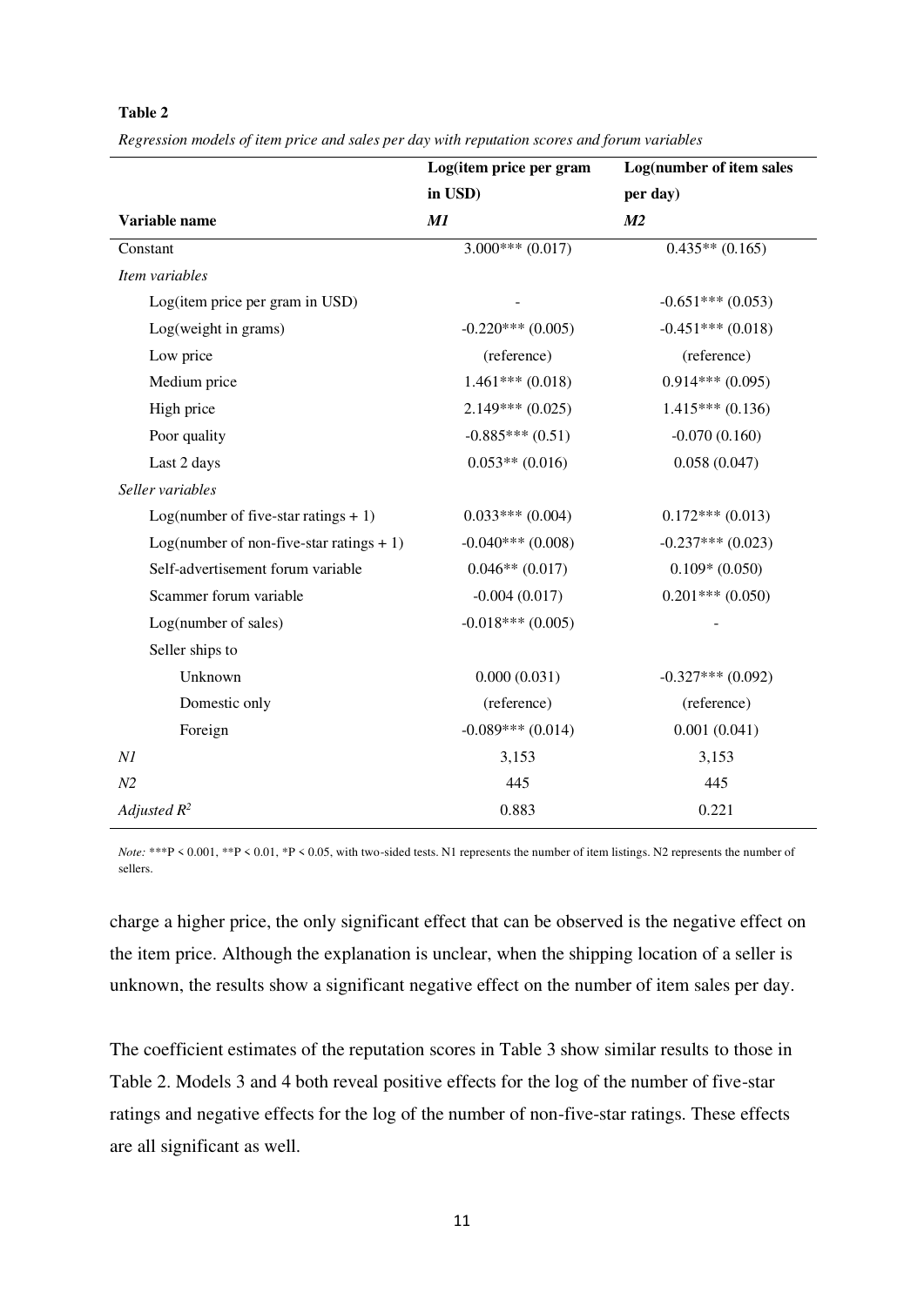**Table 2**

*Regression models of item price and sales per day with reputation scores and forum variables*

| Variable name | Log(item price per gram in USD) *M1* | Log(number of item sales per day) *M2* |
|---|---|---|
| Constant | 3.000*** (0.017) | 0.435** (0.165) |
| *Item variables* | | |
| Log(item price per gram in USD) | - | -0.651*** (0.053) |
| Log(weight in grams) | -0.220*** (0.005) | -0.451*** (0.018) |
| Low price | (reference) | (reference) |
| Medium price | 1.461*** (0.018) | 0.914*** (0.095) |
| High price | 2.149*** (0.025) | 1.415*** (0.136) |
| Poor quality | -0.885*** (0.51) | -0.070 (0.160) |
| Last 2 days | 0.053** (0.016) | 0.058 (0.047) |
| *Seller variables* | | |
| Log(number of five-star ratings + 1) | 0.033*** (0.004) | 0.172*** (0.013) |
| Log(number of non-five-star ratings + 1) | -0.040*** (0.008) | -0.237*** (0.023) |
| Self-advertisement forum variable | 0.046** (0.017) | 0.109* (0.050) |
| Scammer forum variable | -0.004 (0.017) | 0.201*** (0.050) |
| Log(number of sales) | -0.018*** (0.005) | - |
| Seller ships to | | |
| Unknown | 0.000 (0.031) | -0.327*** (0.092) |
| Domestic only | (reference) | (reference) |
| Foreign | -0.089*** (0.014) | 0.001 (0.041) |
| *N1* | 3,153 | 3,153 |
| *N2* | 445 | 445 |
| *Adjusted $R^2$* | 0.883 | 0.221 |

*Note:* ***P < 0.001, **P < 0.01, *P < 0.05, with two-sided tests. N1 represents the number of item listings. N2 represents the number of sellers.

charge a higher price, the only significant effect that can be observed is the negative effect on the item price. Although the explanation is unclear, when the shipping location of a seller is unknown, the results show a significant negative effect on the number of item sales per day.

The coefficient estimates of the reputation scores in Table 3 show similar results to those in Table 2. Models 3 and 4 both reveal positive effects for the log of the number of five-star ratings and negative effects for the log of the number of non-five-star ratings. These effects are all significant as well.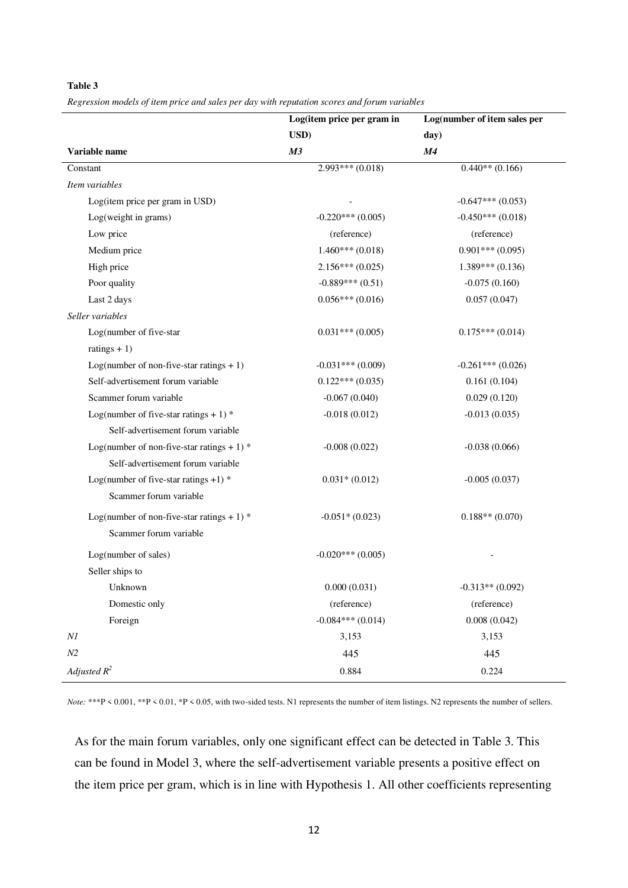**Table 3**

*Regression models of item price and sales per day with reputation scores and forum variables*

| Variable name | Log(item price per gram in USD) *M3* | Log(number of item sales per day) *M4* |
|---|---|---|
| Constant | 2.993*** (0.018) | 0.440** (0.166) |
| *Item variables* | | |
| Log(item price per gram in USD) | - | -0.647*** (0.053) |
| Log(weight in grams) | -0.220*** (0.005) | -0.450*** (0.018) |
| Low price | (reference) | (reference) |
| Medium price | 1.460*** (0.018) | 0.901*** (0.095) |
| High price | 2.156*** (0.025) | 1.389*** (0.136) |
| Poor quality | -0.889*** (0.51) | -0.075 (0.160) |
| Last 2 days | 0.056*** (0.016) | 0.057 (0.047) |
| *Seller variables* | | |
| Log(number of five-star ratings + 1) | 0.031*** (0.005) | 0.175*** (0.014) |
| Log(number of non-five-star ratings + 1) | -0.031*** (0.009) | -0.261*** (0.026) |
| Self-advertisement forum variable | 0.122*** (0.035) | 0.161 (0.104) |
| Scammer forum variable | -0.067 (0.040) | 0.029 (0.120) |
| Log(number of five-star ratings + 1) * Self-advertisement forum variable | -0.018 (0.012) | -0.013 (0.035) |
| Log(number of non-five-star ratings + 1) * Self-advertisement forum variable | -0.008 (0.022) | -0.038 (0.066) |
| Log(number of five-star ratings +1) * Scammer forum variable | 0.031* (0.012) | -0.005 (0.037) |
| Log(number of non-five-star ratings + 1) * Scammer forum variable | -0.051* (0.023) | 0.188** (0.070) |
| Log(number of sales) | -0.020*** (0.005) | - |
| Seller ships to | | |
| Unknown | 0.000 (0.031) | -0.313** (0.092) |
| Domestic only | (reference) | (reference) |
| Foreign | -0.084*** (0.014) | 0.008 (0.042) |
| *N1* | 3,153 | 3,153 |
| *N2* | 445 | 445 |
| *Adjusted* $R^2$ | 0.884 | 0.224 |

*Note:* ***P < 0.001, **P < 0.01, *P < 0.05, with two-sided tests. N1 represents the number of item listings. N2 represents the number of sellers.

As for the main forum variables, only one significant effect can be detected in Table 3. This can be found in Model 3, where the self-advertisement variable presents a positive effect on the item price per gram, which is in line with Hypothesis 1. All other coefficients representing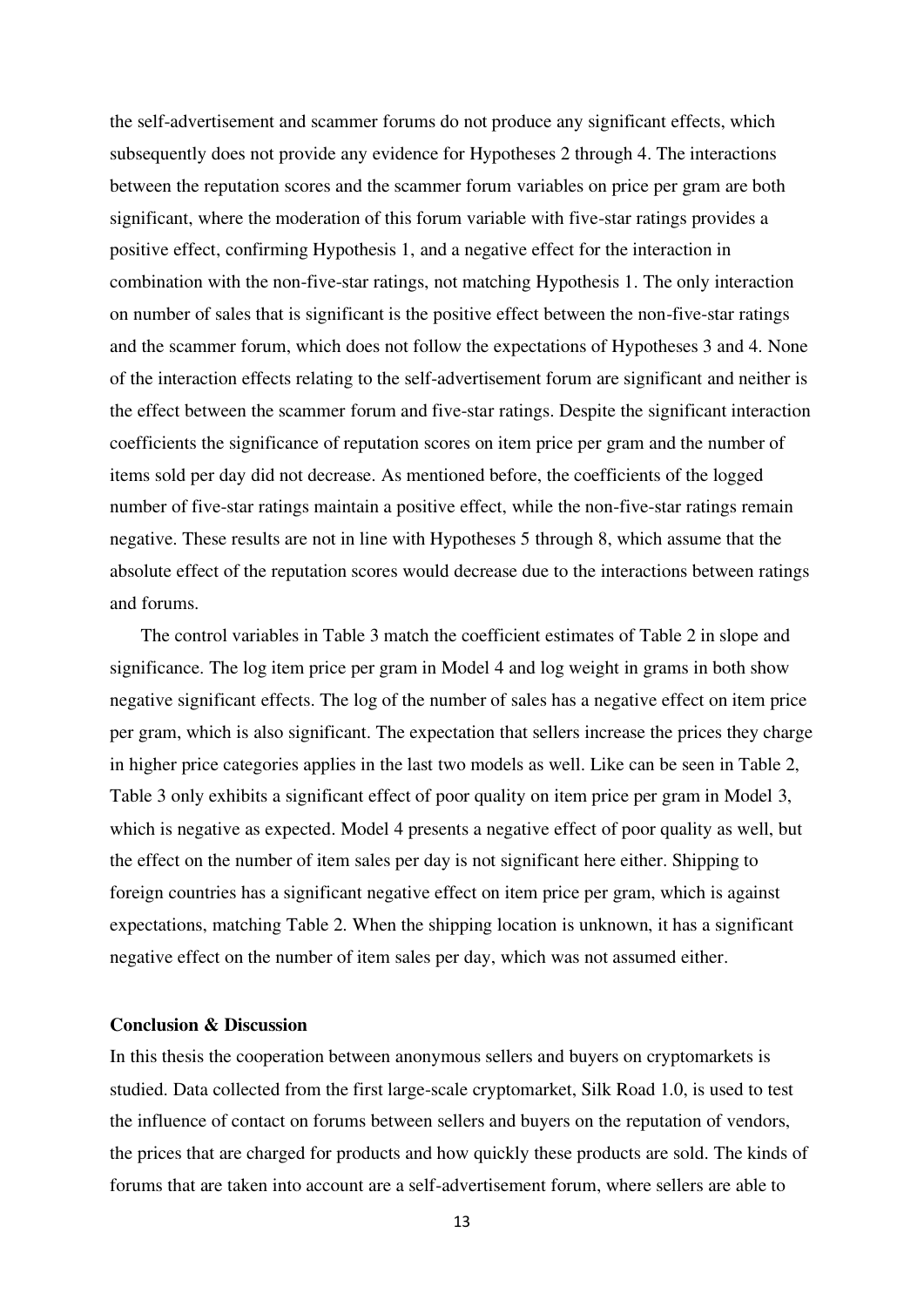the self-advertisement and scammer forums do not produce any significant effects, which subsequently does not provide any evidence for Hypotheses 2 through 4. The interactions between the reputation scores and the scammer forum variables on price per gram are both significant, where the moderation of this forum variable with five-star ratings provides a positive effect, confirming Hypothesis 1, and a negative effect for the interaction in combination with the non-five-star ratings, not matching Hypothesis 1. The only interaction on number of sales that is significant is the positive effect between the non-five-star ratings and the scammer forum, which does not follow the expectations of Hypotheses 3 and 4. None of the interaction effects relating to the self-advertisement forum are significant and neither is the effect between the scammer forum and five-star ratings. Despite the significant interaction coefficients the significance of reputation scores on item price per gram and the number of items sold per day did not decrease. As mentioned before, the coefficients of the logged number of five-star ratings maintain a positive effect, while the non-five-star ratings remain negative. These results are not in line with Hypotheses 5 through 8, which assume that the absolute effect of the reputation scores would decrease due to the interactions between ratings and forums.

The control variables in Table 3 match the coefficient estimates of Table 2 in slope and significance. The log item price per gram in Model 4 and log weight in grams in both show negative significant effects. The log of the number of sales has a negative effect on item price per gram, which is also significant. The expectation that sellers increase the prices they charge in higher price categories applies in the last two models as well. Like can be seen in Table 2, Table 3 only exhibits a significant effect of poor quality on item price per gram in Model 3, which is negative as expected. Model 4 presents a negative effect of poor quality as well, but the effect on the number of item sales per day is not significant here either. Shipping to foreign countries has a significant negative effect on item price per gram, which is against expectations, matching Table 2. When the shipping location is unknown, it has a significant negative effect on the number of item sales per day, which was not assumed either.

## Conclusion & Discussion

In this thesis the cooperation between anonymous sellers and buyers on cryptomarkets is studied. Data collected from the first large-scale cryptomarket, Silk Road 1.0, is used to test the influence of contact on forums between sellers and buyers on the reputation of vendors, the prices that are charged for products and how quickly these products are sold. The kinds of forums that are taken into account are a self-advertisement forum, where sellers are able to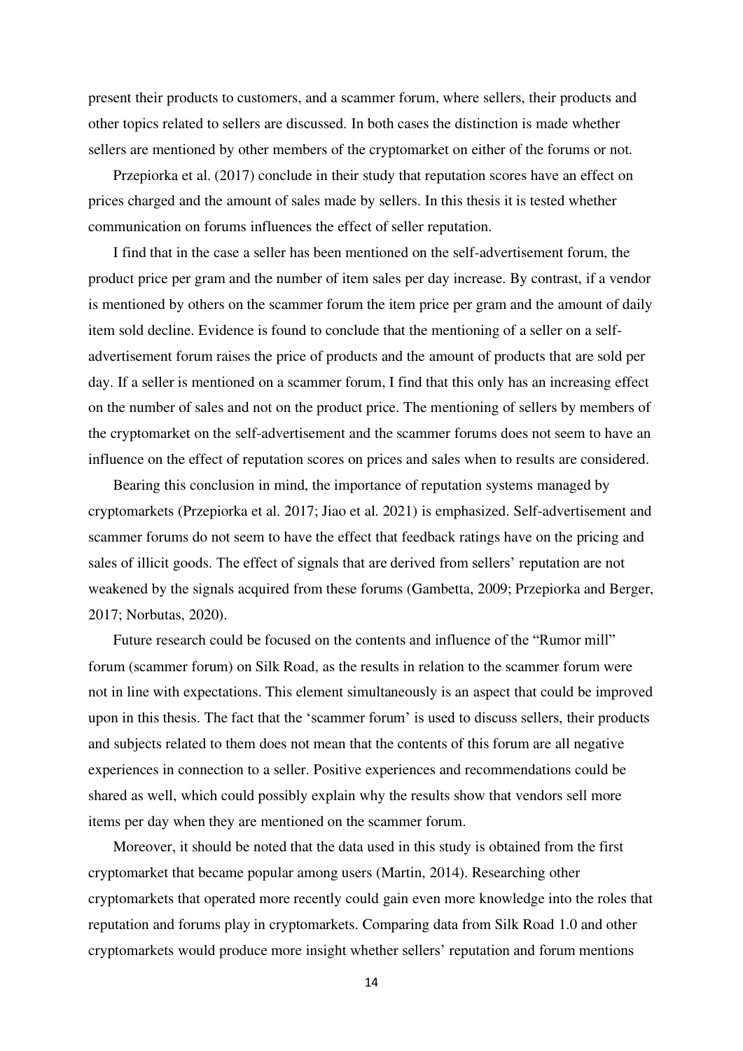present their products to customers, and a scammer forum, where sellers, their products and other topics related to sellers are discussed. In both cases the distinction is made whether sellers are mentioned by other members of the cryptomarket on either of the forums or not.

Przepiorka et al. (2017) conclude in their study that reputation scores have an effect on prices charged and the amount of sales made by sellers. In this thesis it is tested whether communication on forums influences the effect of seller reputation.

I find that in the case a seller has been mentioned on the self-advertisement forum, the product price per gram and the number of item sales per day increase. By contrast, if a vendor is mentioned by others on the scammer forum the item price per gram and the amount of daily item sold decline. Evidence is found to conclude that the mentioning of a seller on a self-advertisement forum raises the price of products and the amount of products that are sold per day. If a seller is mentioned on a scammer forum, I find that this only has an increasing effect on the number of sales and not on the product price. The mentioning of sellers by members of the cryptomarket on the self-advertisement and the scammer forums does not seem to have an influence on the effect of reputation scores on prices and sales when to results are considered.

Bearing this conclusion in mind, the importance of reputation systems managed by cryptomarkets (Przepiorka et al. 2017; Jiao et al. 2021) is emphasized. Self-advertisement and scammer forums do not seem to have the effect that feedback ratings have on the pricing and sales of illicit goods. The effect of signals that are derived from sellers' reputation are not weakened by the signals acquired from these forums (Gambetta, 2009; Przepiorka and Berger, 2017; Norbutas, 2020).

Future research could be focused on the contents and influence of the "Rumor mill" forum (scammer forum) on Silk Road, as the results in relation to the scammer forum were not in line with expectations. This element simultaneously is an aspect that could be improved upon in this thesis. The fact that the 'scammer forum' is used to discuss sellers, their products and subjects related to them does not mean that the contents of this forum are all negative experiences in connection to a seller. Positive experiences and recommendations could be shared as well, which could possibly explain why the results show that vendors sell more items per day when they are mentioned on the scammer forum.

Moreover, it should be noted that the data used in this study is obtained from the first cryptomarket that became popular among users (Martin, 2014). Researching other cryptomarkets that operated more recently could gain even more knowledge into the roles that reputation and forums play in cryptomarkets. Comparing data from Silk Road 1.0 and other cryptomarkets would produce more insight whether sellers' reputation and forum mentions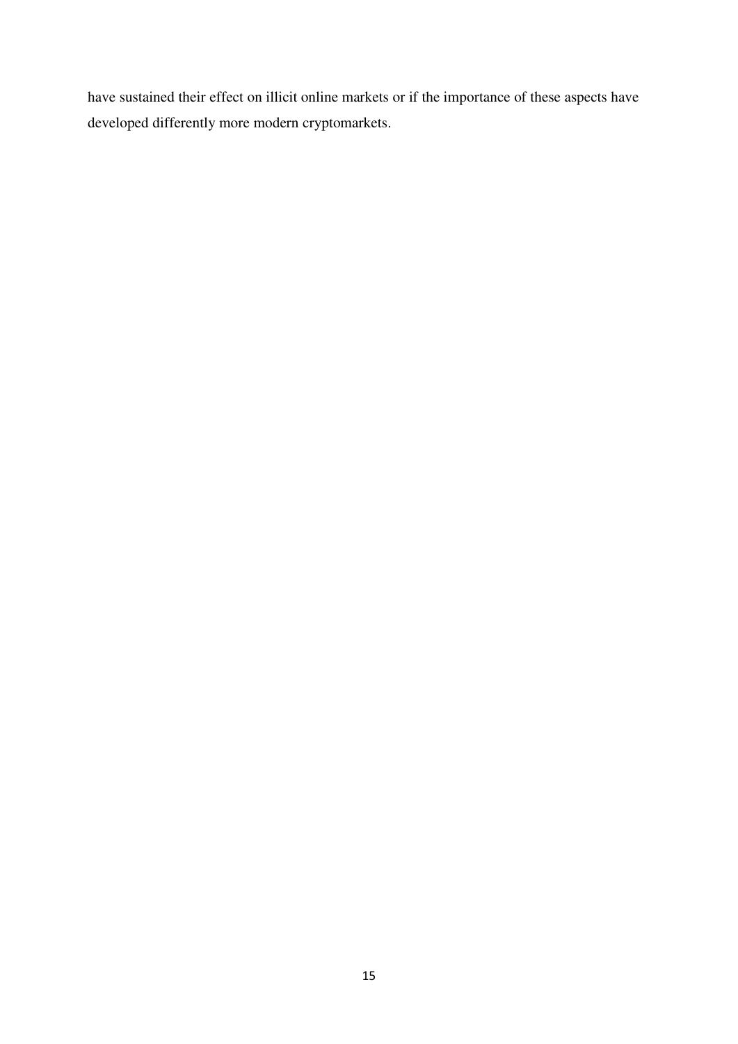have sustained their effect on illicit online markets or if the importance of these aspects have developed differently more modern cryptomarkets.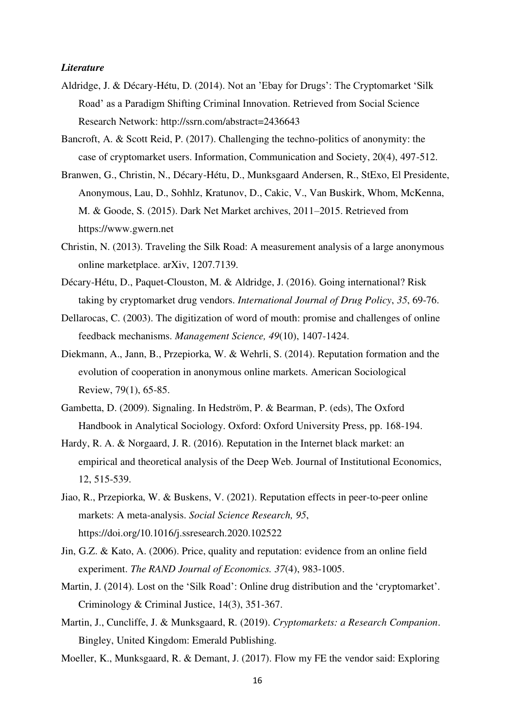***Literature***

Aldridge, J. & Décary-Hétu, D. (2014). Not an 'Ebay for Drugs': The Cryptomarket 'Silk Road' as a Paradigm Shifting Criminal Innovation. Retrieved from Social Science Research Network: http://ssrn.com/abstract=2436643

Bancroft, A. & Scott Reid, P. (2017). Challenging the techno-politics of anonymity: the case of cryptomarket users. Information, Communication and Society, 20(4), 497-512.

Branwen, G., Christin, N., Décary-Hétu, D., Munksgaard Andersen, R., StExo, El Presidente, Anonymous, Lau, D., Sohhlz, Kratunov, D., Cakic, V., Van Buskirk, Whom, McKenna, M. & Goode, S. (2015). Dark Net Market archives, 2011–2015. Retrieved from https://www.gwern.net

Christin, N. (2013). Traveling the Silk Road: A measurement analysis of a large anonymous online marketplace. arXiv, 1207.7139.

Décary-Hétu, D., Paquet-Clouston, M. & Aldridge, J. (2016). Going international? Risk taking by cryptomarket drug vendors. *International Journal of Drug Policy*, *35*, 69-76.

Dellarocas, C. (2003). The digitization of word of mouth: promise and challenges of online feedback mechanisms. *Management Science, 49*(10), 1407-1424.

Diekmann, A., Jann, B., Przepiorka, W. & Wehrli, S. (2014). Reputation formation and the evolution of cooperation in anonymous online markets. American Sociological Review, 79(1), 65-85.

Gambetta, D. (2009). Signaling. In Hedström, P. & Bearman, P. (eds), The Oxford Handbook in Analytical Sociology. Oxford: Oxford University Press, pp. 168-194.

Hardy, R. A. & Norgaard, J. R. (2016). Reputation in the Internet black market: an empirical and theoretical analysis of the Deep Web. Journal of Institutional Economics, 12, 515-539.

Jiao, R., Przepiorka, W. & Buskens, V. (2021). Reputation effects in peer-to-peer online markets: A meta-analysis. *Social Science Research, 95*, https://doi.org/10.1016/j.ssresearch.2020.102522

Jin, G.Z. & Kato, A. (2006). Price, quality and reputation: evidence from an online field experiment. *The RAND Journal of Economics. 37*(4), 983-1005.

Martin, J. (2014). Lost on the 'Silk Road': Online drug distribution and the 'cryptomarket'. Criminology & Criminal Justice, 14(3), 351-367.

Martin, J., Cuncliffe, J. & Munksgaard, R. (2019). *Cryptomarkets: a Research Companion*. Bingley, United Kingdom: Emerald Publishing.

Moeller, K., Munksgaard, R. & Demant, J. (2017). Flow my FE the vendor said: Exploring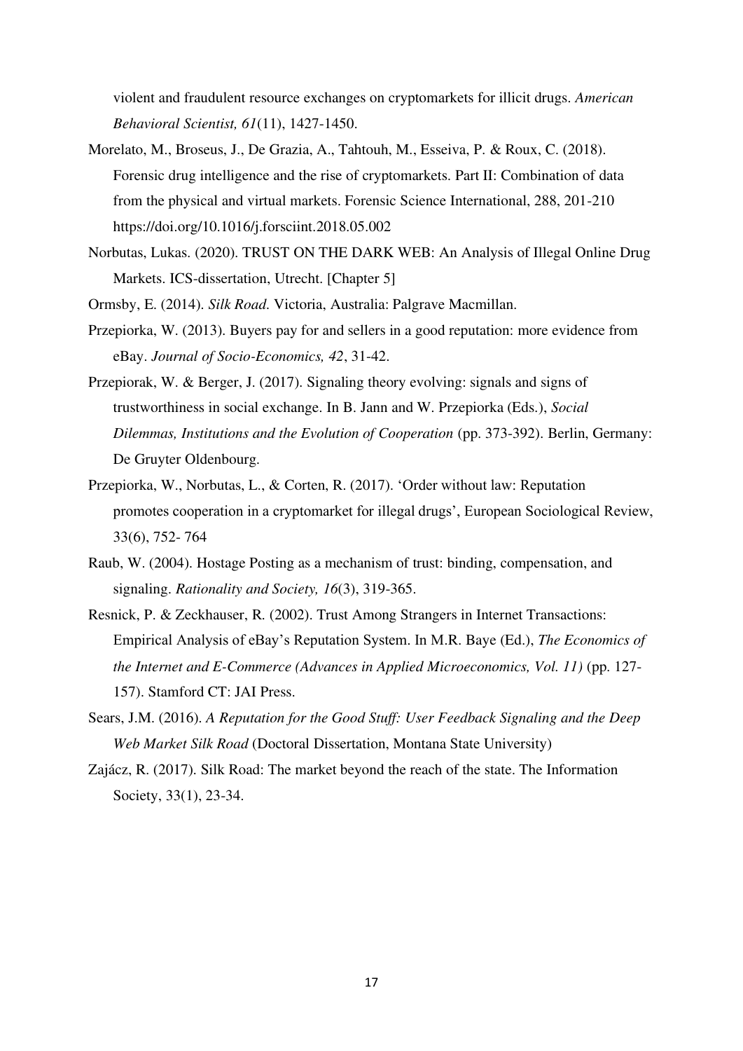violent and fraudulent resource exchanges on cryptomarkets for illicit drugs. *American Behavioral Scientist, 61*(11), 1427-1450.

Morelato, M., Broseus, J., De Grazia, A., Tahtouh, M., Esseiva, P. & Roux, C. (2018). Forensic drug intelligence and the rise of cryptomarkets. Part II: Combination of data from the physical and virtual markets. Forensic Science International, 288, 201-210 https://doi.org/10.1016/j.forsciint.2018.05.002

Norbutas, Lukas. (2020). TRUST ON THE DARK WEB: An Analysis of Illegal Online Drug Markets. ICS-dissertation, Utrecht. [Chapter 5]

Ormsby, E. (2014). *Silk Road.* Victoria, Australia: Palgrave Macmillan.

Przepiorka, W. (2013). Buyers pay for and sellers in a good reputation: more evidence from eBay. *Journal of Socio-Economics, 42*, 31-42.

Przepiorak, W. & Berger, J. (2017). Signaling theory evolving: signals and signs of trustworthiness in social exchange. In B. Jann and W. Przepiorka (Eds.), *Social Dilemmas, Institutions and the Evolution of Cooperation* (pp. 373-392). Berlin, Germany: De Gruyter Oldenbourg.

Przepiorka, W., Norbutas, L., & Corten, R. (2017). 'Order without law: Reputation promotes cooperation in a cryptomarket for illegal drugs', European Sociological Review, 33(6), 752- 764

Raub, W. (2004). Hostage Posting as a mechanism of trust: binding, compensation, and signaling. *Rationality and Society, 16*(3), 319-365.

Resnick, P. & Zeckhauser, R. (2002). Trust Among Strangers in Internet Transactions: Empirical Analysis of eBay's Reputation System. In M.R. Baye (Ed.), *The Economics of the Internet and E-Commerce (Advances in Applied Microeconomics, Vol. 11)* (pp. 127-157). Stamford CT: JAI Press.

Sears, J.M. (2016). *A Reputation for the Good Stuff: User Feedback Signaling and the Deep Web Market Silk Road* (Doctoral Dissertation, Montana State University)

Zajácz, R. (2017). Silk Road: The market beyond the reach of the state. The Information Society, 33(1), 23-34.